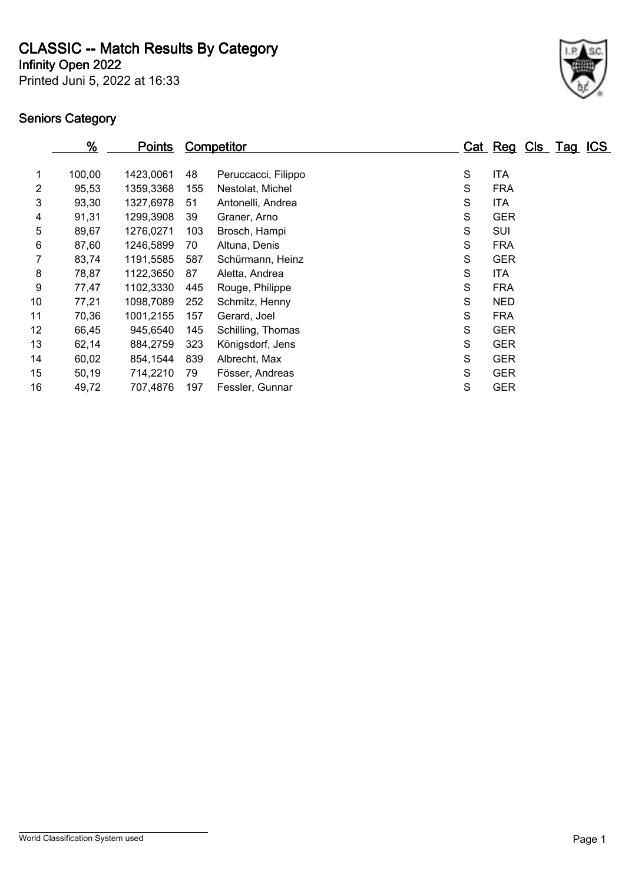# CLASSIC -- Match Results By Category

**Infinity Open 2022**

Printed Juni 5, 2022 at 16:33

## Seniors Category

| | % | Points | Competitor | | Cat | Reg | Cls | Tag | ICS |
|---|---|---|---|---|---|---|---|---|---|
| 1 | 100,00 | 1423,0061 | 48 | Peruccacci, Filippo | S | ITA | | | |
| 2 | 95,53 | 1359,3368 | 155 | Nestolat, Michel | S | FRA | | | |
| 3 | 93,30 | 1327,6978 | 51 | Antonelli, Andrea | S | ITA | | | |
| 4 | 91,31 | 1299,3908 | 39 | Graner, Arno | S | GER | | | |
| 5 | 89,67 | 1276,0271 | 103 | Brosch, Hampi | S | SUI | | | |
| 6 | 87,60 | 1246,5899 | 70 | Altuna, Denis | S | FRA | | | |
| 7 | 83,74 | 1191,5585 | 587 | Schürmann, Heinz | S | GER | | | |
| 8 | 78,87 | 1122,3650 | 87 | Aletta, Andrea | S | ITA | | | |
| 9 | 77,47 | 1102,3330 | 445 | Rouge, Philippe | S | FRA | | | |
| 10 | 77,21 | 1098,7089 | 252 | Schmitz, Henny | S | NED | | | |
| 11 | 70,36 | 1001,2155 | 157 | Gerard, Joel | S | FRA | | | |
| 12 | 66,45 | 945,6540 | 145 | Schilling, Thomas | S | GER | | | |
| 13 | 62,14 | 884,2759 | 323 | Königsdorf, Jens | S | GER | | | |
| 14 | 60,02 | 854,1544 | 839 | Albrecht, Max | S | GER | | | |
| 15 | 50,19 | 714,2210 | 79 | Fösser, Andreas | S | GER | | | |
| 16 | 49,72 | 707,4876 | 197 | Fessler, Gunnar | S | GER | | | |

World Classification System used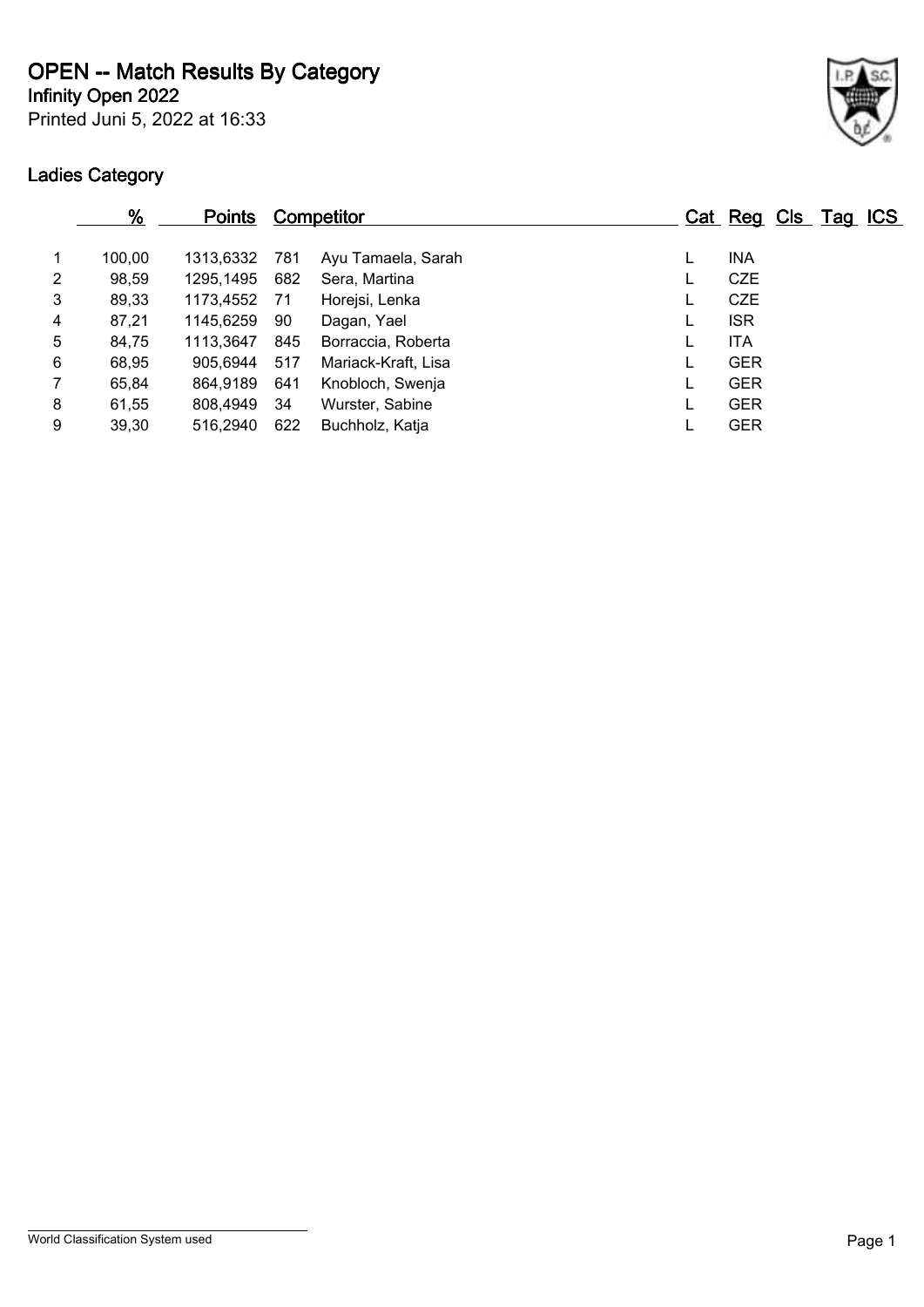# OPEN -- Match Results By Category

**Infinity Open 2022**

Printed Juni 5, 2022 at 16:33

## Ladies Category

| | % | Points | Competitor | | Cat | Reg | Cls | Tag | ICS |
|---|---|---|---|---|---|---|---|---|---|
| 1 | 100,00 | 1313,6332 | 781 | Ayu Tamaela, Sarah | L | INA | | | |
| 2 | 98,59 | 1295,1495 | 682 | Sera, Martina | L | CZE | | | |
| 3 | 89,33 | 1173,4552 | 71 | Horejsi, Lenka | L | CZE | | | |
| 4 | 87,21 | 1145,6259 | 90 | Dagan, Yael | L | ISR | | | |
| 5 | 84,75 | 1113,3647 | 845 | Borraccia, Roberta | L | ITA | | | |
| 6 | 68,95 | 905,6944 | 517 | Mariack-Kraft, Lisa | L | GER | | | |
| 7 | 65,84 | 864,9189 | 641 | Knobloch, Swenja | L | GER | | | |
| 8 | 61,55 | 808,4949 | 34 | Wurster, Sabine | L | GER | | | |
| 9 | 39,30 | 516,2940 | 622 | Buchholz, Katja | L | GER | | | |

World Classification System used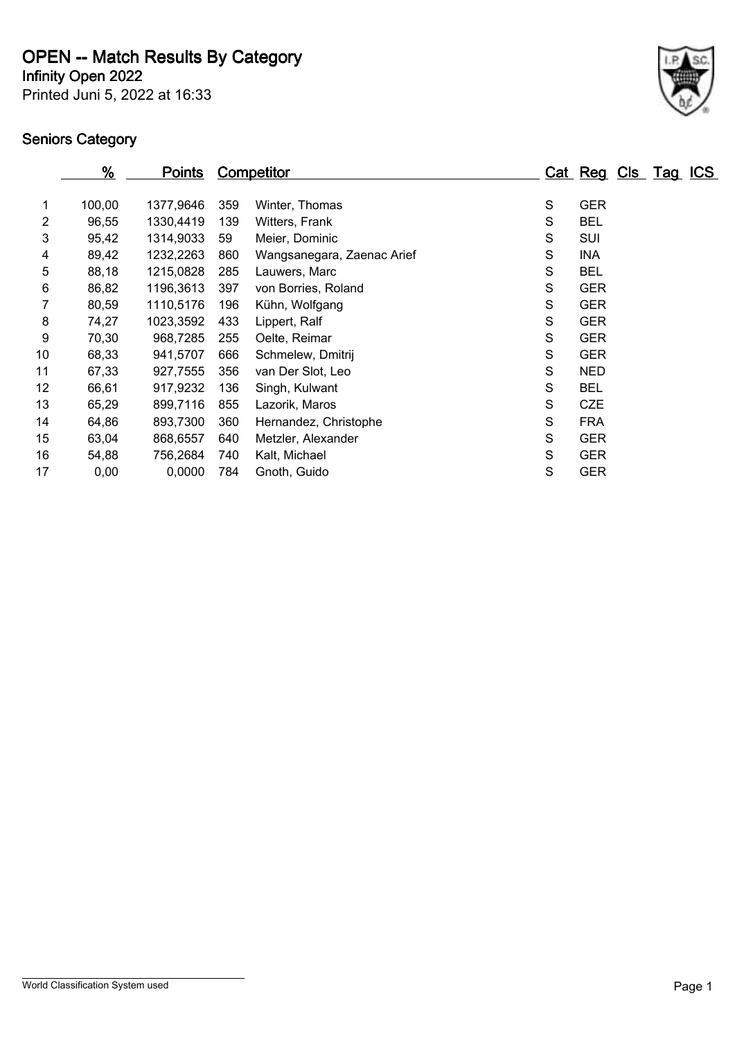# OPEN -- Match Results By Category

**Infinity Open 2022**

Printed Juni 5, 2022 at 16:33

## Seniors Category

| | % | Points | Competitor | | Cat | Reg | Cls | Tag | ICS |
|---|---|---|---|---|---|---|---|---|---|
| 1 | 100,00 | 1377,9646 | 359 | Winter, Thomas | S | GER | | | |
| 2 | 96,55 | 1330,4419 | 139 | Witters, Frank | S | BEL | | | |
| 3 | 95,42 | 1314,9033 | 59 | Meier, Dominic | S | SUI | | | |
| 4 | 89,42 | 1232,2263 | 860 | Wangsanegara, Zaenac Arief | S | INA | | | |
| 5 | 88,18 | 1215,0828 | 285 | Lauwers, Marc | S | BEL | | | |
| 6 | 86,82 | 1196,3613 | 397 | von Borries, Roland | S | GER | | | |
| 7 | 80,59 | 1110,5176 | 196 | Kühn, Wolfgang | S | GER | | | |
| 8 | 74,27 | 1023,3592 | 433 | Lippert, Ralf | S | GER | | | |
| 9 | 70,30 | 968,7285 | 255 | Oelte, Reimar | S | GER | | | |
| 10 | 68,33 | 941,5707 | 666 | Schmelew, Dmitrij | S | GER | | | |
| 11 | 67,33 | 927,7555 | 356 | van Der Slot, Leo | S | NED | | | |
| 12 | 66,61 | 917,9232 | 136 | Singh, Kulwant | S | BEL | | | |
| 13 | 65,29 | 899,7116 | 855 | Lazorik, Maros | S | CZE | | | |
| 14 | 64,86 | 893,7300 | 360 | Hernandez, Christophe | S | FRA | | | |
| 15 | 63,04 | 868,6557 | 640 | Metzler, Alexander | S | GER | | | |
| 16 | 54,88 | 756,2684 | 740 | Kalt, Michael | S | GER | | | |
| 17 | 0,00 | 0,0000 | 784 | Gnoth, Guido | S | GER | | | |

World Classification System used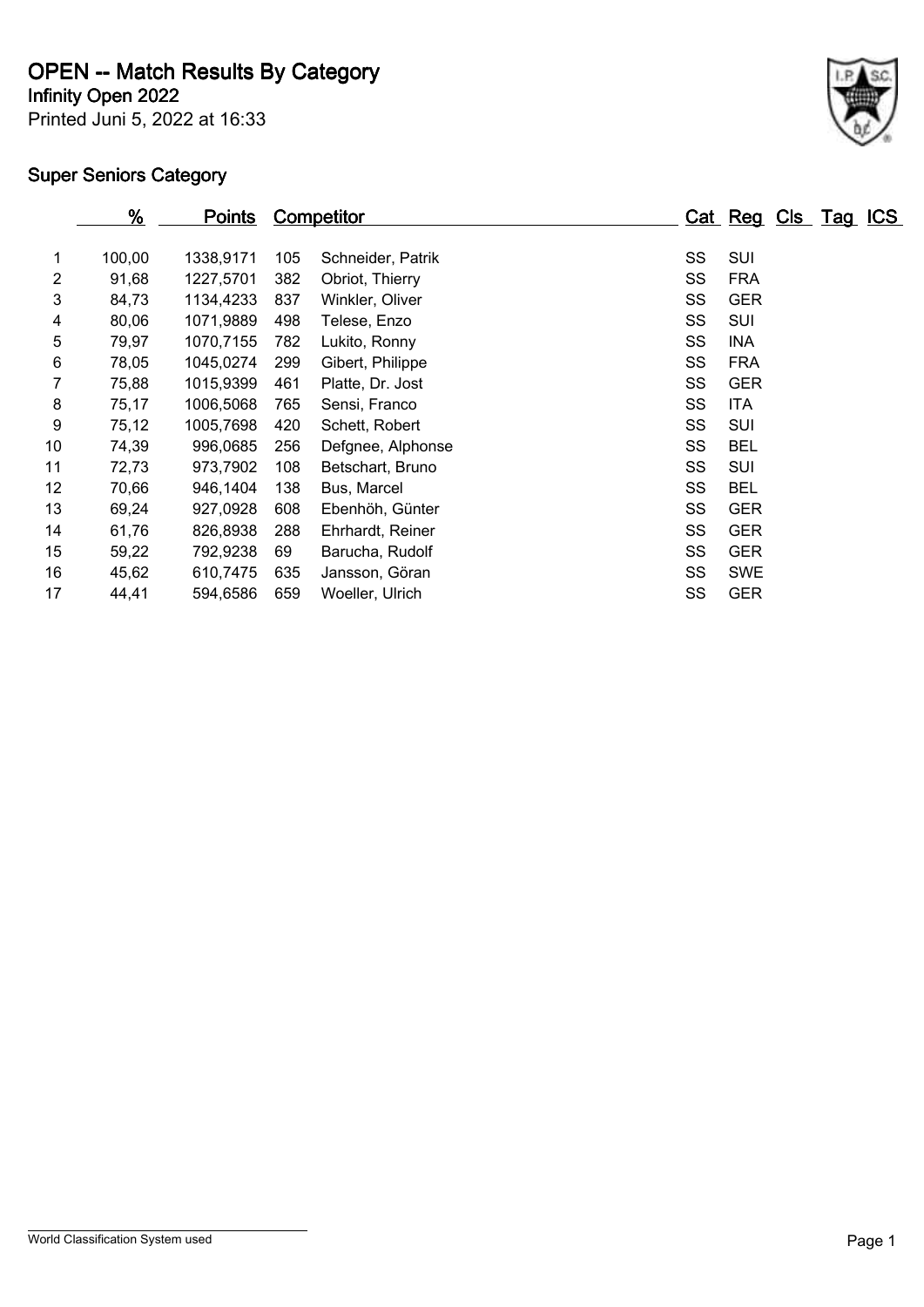# OPEN -- Match Results By Category

**Infinity Open 2022**

Printed Juni 5, 2022 at 16:33

## Super Seniors Category

| | % | Points | Competitor | | Cat | Reg | Cls | Tag | ICS |
|---|---|---|---|---|---|---|---|---|---|
| 1 | 100,00 | 1338,9171 | 105 | Schneider, Patrik | SS | SUI | | | |
| 2 | 91,68 | 1227,5701 | 382 | Obriot, Thierry | SS | FRA | | | |
| 3 | 84,73 | 1134,4233 | 837 | Winkler, Oliver | SS | GER | | | |
| 4 | 80,06 | 1071,9889 | 498 | Telese, Enzo | SS | SUI | | | |
| 5 | 79,97 | 1070,7155 | 782 | Lukito, Ronny | SS | INA | | | |
| 6 | 78,05 | 1045,0274 | 299 | Gibert, Philippe | SS | FRA | | | |
| 7 | 75,88 | 1015,9399 | 461 | Platte, Dr. Jost | SS | GER | | | |
| 8 | 75,17 | 1006,5068 | 765 | Sensi, Franco | SS | ITA | | | |
| 9 | 75,12 | 1005,7698 | 420 | Schett, Robert | SS | SUI | | | |
| 10 | 74,39 | 996,0685 | 256 | Defgnee, Alphonse | SS | BEL | | | |
| 11 | 72,73 | 973,7902 | 108 | Betschart, Bruno | SS | SUI | | | |
| 12 | 70,66 | 946,1404 | 138 | Bus, Marcel | SS | BEL | | | |
| 13 | 69,24 | 927,0928 | 608 | Ebenhöh, Günter | SS | GER | | | |
| 14 | 61,76 | 826,8938 | 288 | Ehrhardt, Reiner | SS | GER | | | |
| 15 | 59,22 | 792,9238 | 69 | Barucha, Rudolf | SS | GER | | | |
| 16 | 45,62 | 610,7475 | 635 | Jansson, Göran | SS | SWE | | | |
| 17 | 44,41 | 594,6586 | 659 | Woeller, Ulrich | SS | GER | | | |

World Classification System used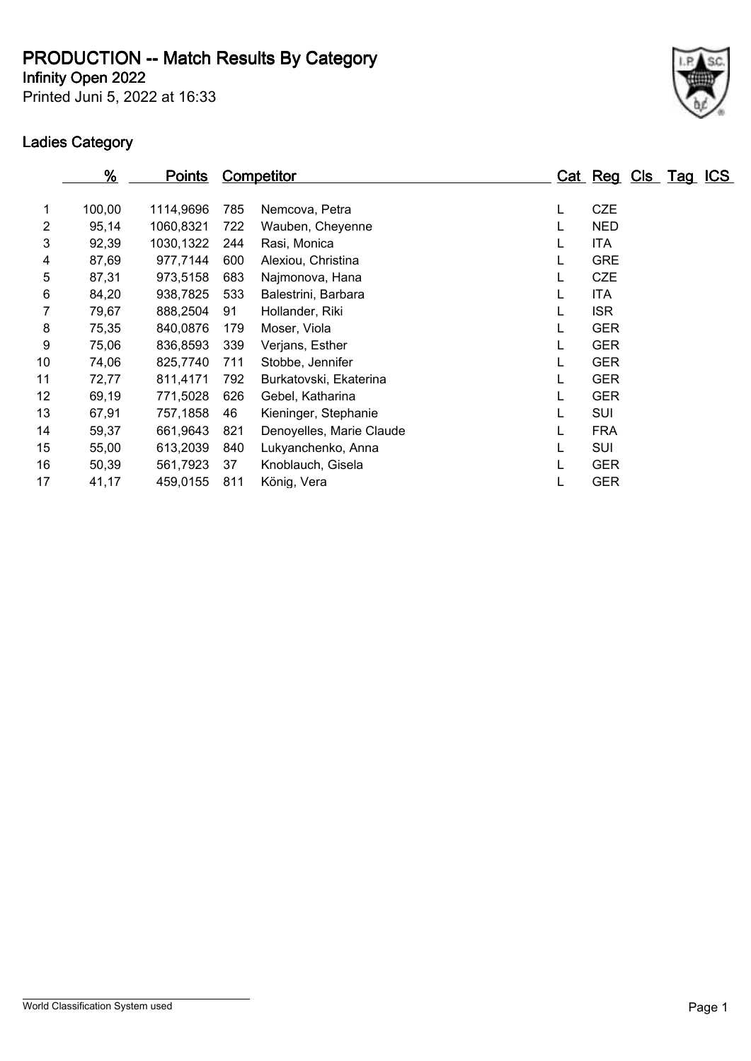# PRODUCTION -- Match Results By Category

**Infinity Open 2022**

Printed Juni 5, 2022 at 16:33

## Ladies Category

| | % | Points | Competitor | | Cat | Reg | Cls | Tag | ICS |
|---|---|---|---|---|---|---|---|---|---|
| 1 | 100,00 | 1114,9696 | 785 | Nemcova, Petra | L | CZE | | | |
| 2 | 95,14 | 1060,8321 | 722 | Wauben, Cheyenne | L | NED | | | |
| 3 | 92,39 | 1030,1322 | 244 | Rasi, Monica | L | ITA | | | |
| 4 | 87,69 | 977,7144 | 600 | Alexiou, Christina | L | GRE | | | |
| 5 | 87,31 | 973,5158 | 683 | Najmonova, Hana | L | CZE | | | |
| 6 | 84,20 | 938,7825 | 533 | Balestrini, Barbara | L | ITA | | | |
| 7 | 79,67 | 888,2504 | 91 | Hollander, Riki | L | ISR | | | |
| 8 | 75,35 | 840,0876 | 179 | Moser, Viola | L | GER | | | |
| 9 | 75,06 | 836,8593 | 339 | Verjans, Esther | L | GER | | | |
| 10 | 74,06 | 825,7740 | 711 | Stobbe, Jennifer | L | GER | | | |
| 11 | 72,77 | 811,4171 | 792 | Burkatovski, Ekaterina | L | GER | | | |
| 12 | 69,19 | 771,5028 | 626 | Gebel, Katharina | L | GER | | | |
| 13 | 67,91 | 757,1858 | 46 | Kieninger, Stephanie | L | SUI | | | |
| 14 | 59,37 | 661,9643 | 821 | Denoyelles, Marie Claude | L | FRA | | | |
| 15 | 55,00 | 613,2039 | 840 | Lukyanchenko, Anna | L | SUI | | | |
| 16 | 50,39 | 561,7923 | 37 | Knoblauch, Gisela | L | GER | | | |
| 17 | 41,17 | 459,0155 | 811 | König, Vera | L | GER | | | |

World Classification System used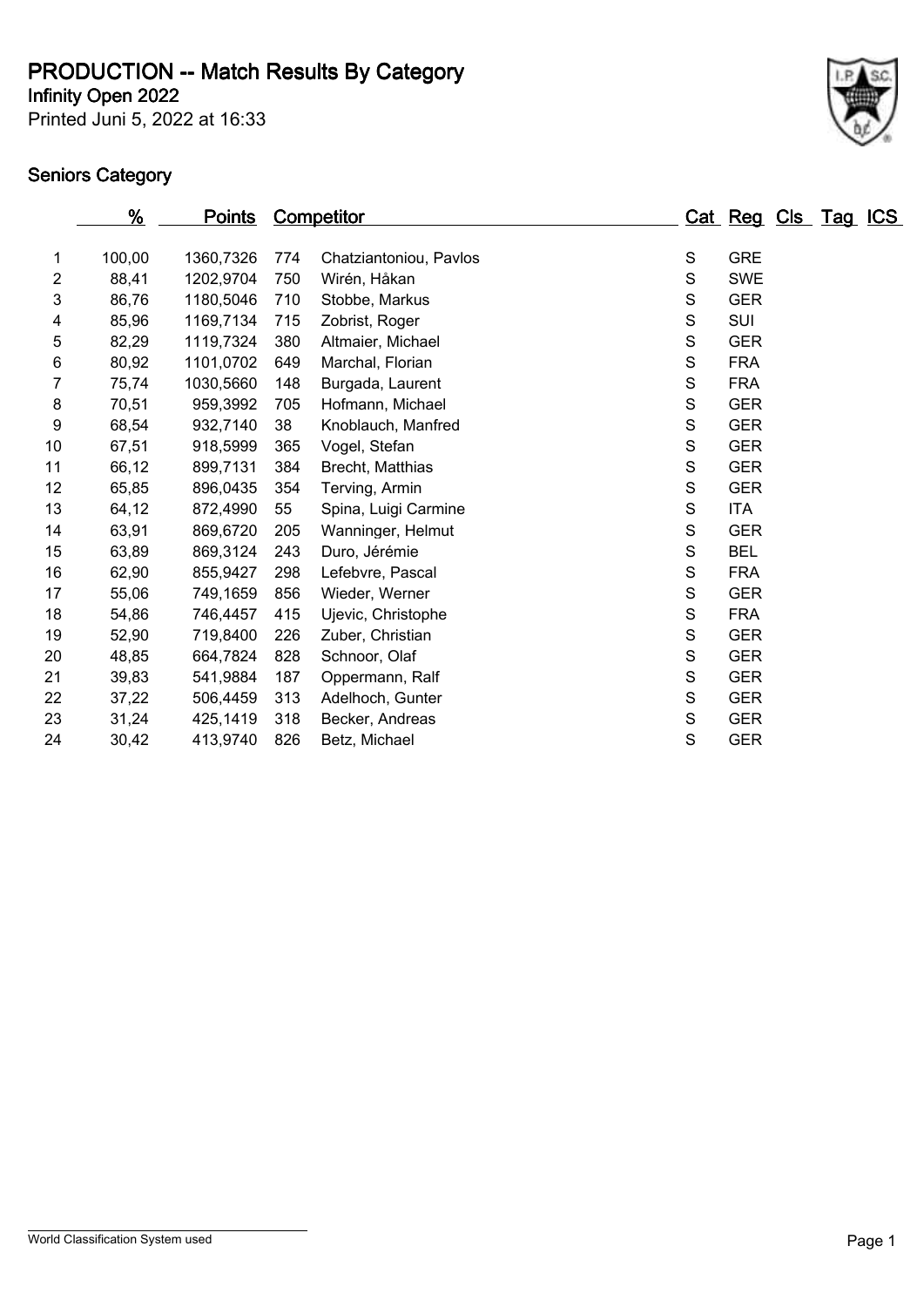# PRODUCTION -- Match Results By Category

**Infinity Open 2022**

Printed Juni 5, 2022 at 16:33

## Seniors Category

| | % | Points | Competitor | | Cat | Reg | Cls | Tag | ICS |
|---|---|---|---|---|---|---|---|---|---|
| 1 | 100,00 | 1360,7326 | 774 | Chatziantoniou, Pavlos | S | GRE | | | |
| 2 | 88,41 | 1202,9704 | 750 | Wirén, Håkan | S | SWE | | | |
| 3 | 86,76 | 1180,5046 | 710 | Stobbe, Markus | S | GER | | | |
| 4 | 85,96 | 1169,7134 | 715 | Zobrist, Roger | S | SUI | | | |
| 5 | 82,29 | 1119,7324 | 380 | Altmaier, Michael | S | GER | | | |
| 6 | 80,92 | 1101,0702 | 649 | Marchal, Florian | S | FRA | | | |
| 7 | 75,74 | 1030,5660 | 148 | Burgada, Laurent | S | FRA | | | |
| 8 | 70,51 | 959,3992 | 705 | Hofmann, Michael | S | GER | | | |
| 9 | 68,54 | 932,7140 | 38 | Knoblauch, Manfred | S | GER | | | |
| 10 | 67,51 | 918,5999 | 365 | Vogel, Stefan | S | GER | | | |
| 11 | 66,12 | 899,7131 | 384 | Brecht, Matthias | S | GER | | | |
| 12 | 65,85 | 896,0435 | 354 | Terving, Armin | S | GER | | | |
| 13 | 64,12 | 872,4990 | 55 | Spina, Luigi Carmine | S | ITA | | | |
| 14 | 63,91 | 869,6720 | 205 | Wanninger, Helmut | S | GER | | | |
| 15 | 63,89 | 869,3124 | 243 | Duro, Jérémie | S | BEL | | | |
| 16 | 62,90 | 855,9427 | 298 | Lefebvre, Pascal | S | FRA | | | |
| 17 | 55,06 | 749,1659 | 856 | Wieder, Werner | S | GER | | | |
| 18 | 54,86 | 746,4457 | 415 | Ujevic, Christophe | S | FRA | | | |
| 19 | 52,90 | 719,8400 | 226 | Zuber, Christian | S | GER | | | |
| 20 | 48,85 | 664,7824 | 828 | Schnoor, Olaf | S | GER | | | |
| 21 | 39,83 | 541,9884 | 187 | Oppermann, Ralf | S | GER | | | |
| 22 | 37,22 | 506,4459 | 313 | Adelhoch, Gunter | S | GER | | | |
| 23 | 31,24 | 425,1419 | 318 | Becker, Andreas | S | GER | | | |
| 24 | 30,42 | 413,9740 | 826 | Betz, Michael | S | GER | | | |

World Classification System used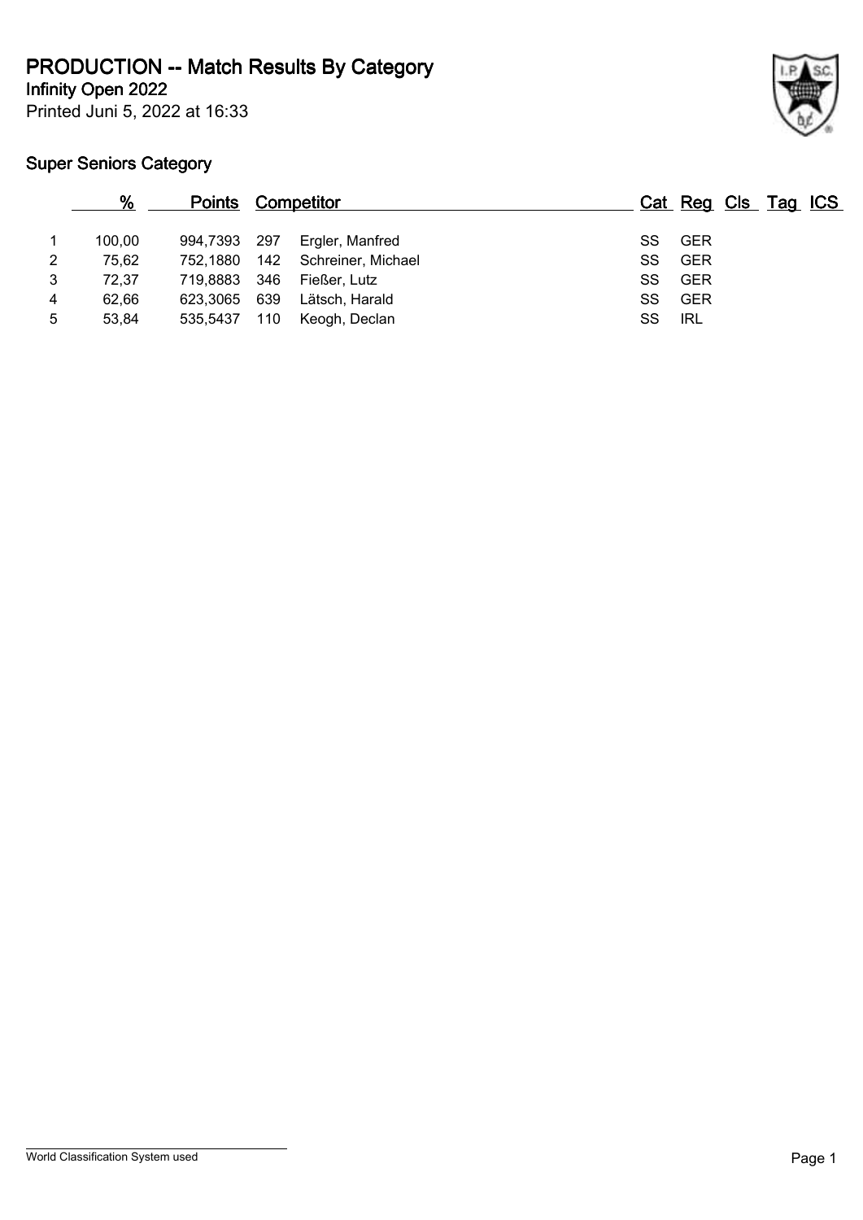# PRODUCTION -- Match Results By Category

**Infinity Open 2022**

Printed Juni 5, 2022 at 16:33

## Super Seniors Category

| | % | Points | Competitor | | Cat | Reg | Cls | Tag | ICS |
|---|---|---|---|---|---|---|---|---|---|
| 1 | 100,00 | 994,7393 | 297 | Ergler, Manfred | SS | GER | | | |
| 2 | 75,62 | 752,1880 | 142 | Schreiner, Michael | SS | GER | | | |
| 3 | 72,37 | 719,8883 | 346 | Fießer, Lutz | SS | GER | | | |
| 4 | 62,66 | 623,3065 | 639 | Lätsch, Harald | SS | GER | | | |
| 5 | 53,84 | 535,5437 | 110 | Keogh, Declan | SS | IRL | | | |

World Classification System used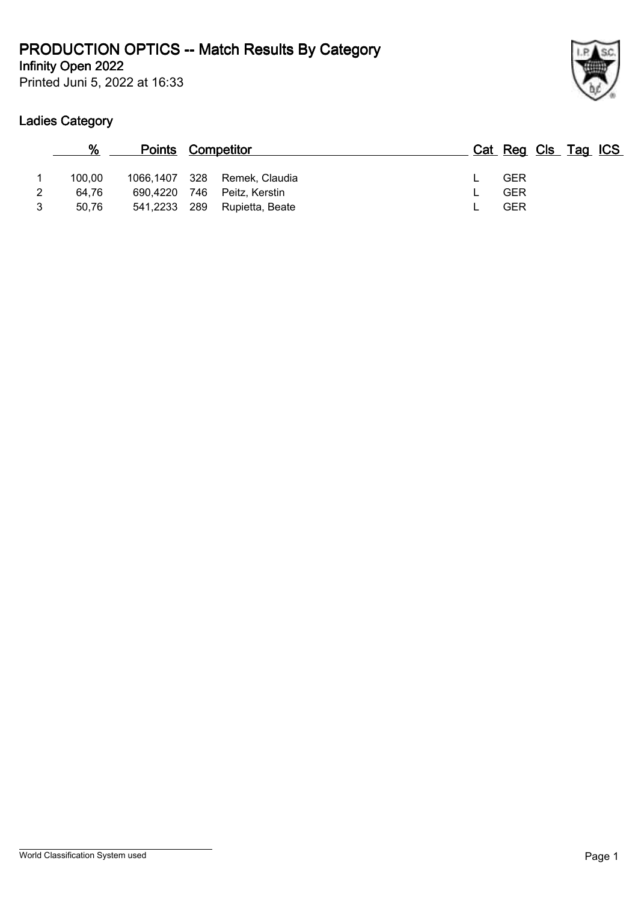# PRODUCTION OPTICS -- Match Results By Category

**Infinity Open 2022**

Printed Juni 5, 2022 at 16:33

## Ladies Category

| | % | Points | | Competitor | Cat | Reg | Cls | Tag | ICS |
|---|---|---|---|---|---|---|---|---|---|
| 1 | 100,00 | 1066,1407 | 328 | Remek, Claudia | L | GER | | | |
| 2 | 64,76 | 690,4220 | 746 | Peitz, Kerstin | L | GER | | | |
| 3 | 50,76 | 541,2233 | 289 | Rupietta, Beate | L | GER | | | |

World Classification System used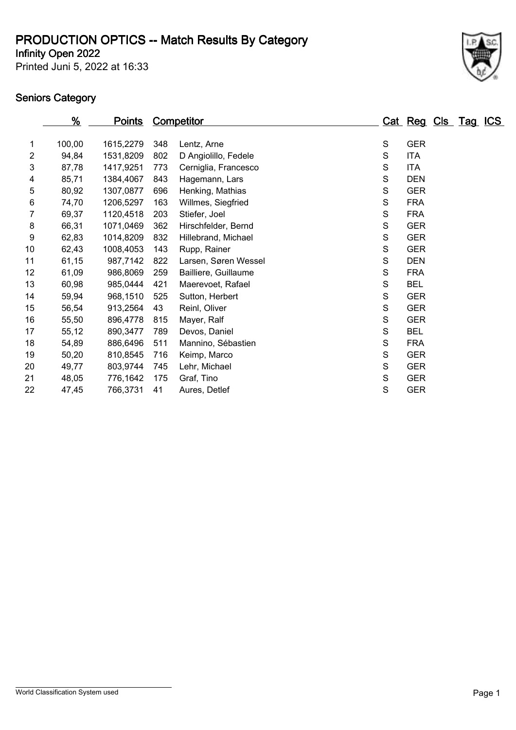# PRODUCTION OPTICS -- Match Results By Category

**Infinity Open 2022**

Printed Juni 5, 2022 at 16:33

## Seniors Category

| | % | Points | Competitor | | Cat | Reg | Cls | Tag | ICS |
|---|---|---|---|---|---|---|---|---|---|
| 1 | 100,00 | 1615,2279 | 348 | Lentz, Arne | S | GER | | | |
| 2 | 94,84 | 1531,8209 | 802 | D Angiolillo, Fedele | S | ITA | | | |
| 3 | 87,78 | 1417,9251 | 773 | Cerniglia, Francesco | S | ITA | | | |
| 4 | 85,71 | 1384,4067 | 843 | Hagemann, Lars | S | DEN | | | |
| 5 | 80,92 | 1307,0877 | 696 | Henking, Mathias | S | GER | | | |
| 6 | 74,70 | 1206,5297 | 163 | Willmes, Siegfried | S | FRA | | | |
| 7 | 69,37 | 1120,4518 | 203 | Stiefer, Joel | S | FRA | | | |
| 8 | 66,31 | 1071,0469 | 362 | Hirschfelder, Bernd | S | GER | | | |
| 9 | 62,83 | 1014,8209 | 832 | Hillebrand, Michael | S | GER | | | |
| 10 | 62,43 | 1008,4053 | 143 | Rupp, Rainer | S | GER | | | |
| 11 | 61,15 | 987,7142 | 822 | Larsen, Søren Wessel | S | DEN | | | |
| 12 | 61,09 | 986,8069 | 259 | Bailliere, Guillaume | S | FRA | | | |
| 13 | 60,98 | 985,0444 | 421 | Maerevoet, Rafael | S | BEL | | | |
| 14 | 59,94 | 968,1510 | 525 | Sutton, Herbert | S | GER | | | |
| 15 | 56,54 | 913,2564 | 43 | Reinl, Oliver | S | GER | | | |
| 16 | 55,50 | 896,4778 | 815 | Mayer, Ralf | S | GER | | | |
| 17 | 55,12 | 890,3477 | 789 | Devos, Daniel | S | BEL | | | |
| 18 | 54,89 | 886,6496 | 511 | Mannino, Sébastien | S | FRA | | | |
| 19 | 50,20 | 810,8545 | 716 | Keimp, Marco | S | GER | | | |
| 20 | 49,77 | 803,9744 | 745 | Lehr, Michael | S | GER | | | |
| 21 | 48,05 | 776,1642 | 175 | Graf, Tino | S | GER | | | |
| 22 | 47,45 | 766,3731 | 41 | Aures, Detlef | S | GER | | | |

World Classification System used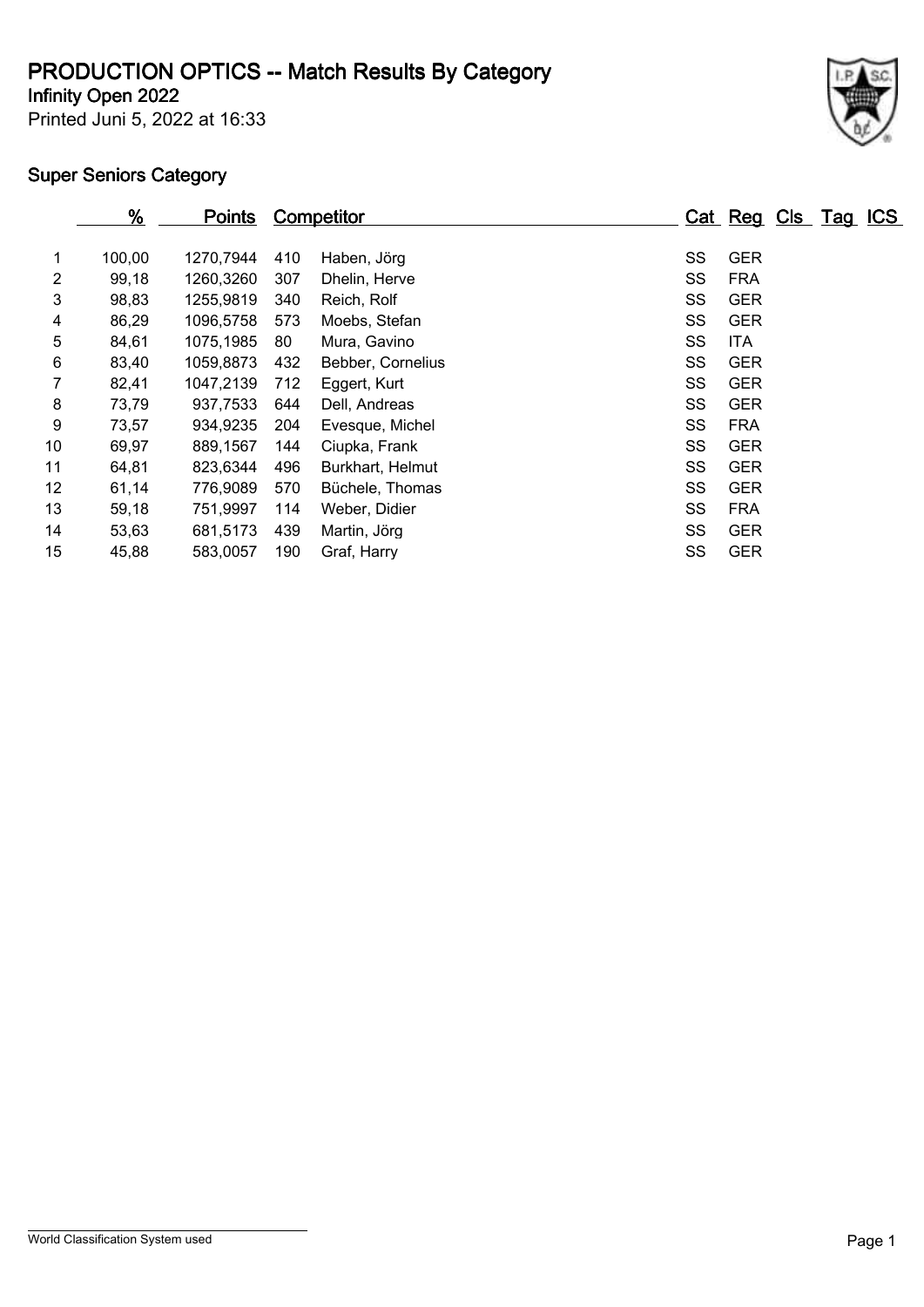# PRODUCTION OPTICS -- Match Results By Category

**Infinity Open 2022**

Printed Juni 5, 2022 at 16:33

## Super Seniors Category

| | % | Points | Competitor | | Cat | Reg | Cls | Tag | ICS |
|---|---|---|---|---|---|---|---|---|---|
| 1 | 100,00 | 1270,7944 | 410 | Haben, Jörg | SS | GER | | | |
| 2 | 99,18 | 1260,3260 | 307 | Dhelin, Herve | SS | FRA | | | |
| 3 | 98,83 | 1255,9819 | 340 | Reich, Rolf | SS | GER | | | |
| 4 | 86,29 | 1096,5758 | 573 | Moebs, Stefan | SS | GER | | | |
| 5 | 84,61 | 1075,1985 | 80 | Mura, Gavino | SS | ITA | | | |
| 6 | 83,40 | 1059,8873 | 432 | Bebber, Cornelius | SS | GER | | | |
| 7 | 82,41 | 1047,2139 | 712 | Eggert, Kurt | SS | GER | | | |
| 8 | 73,79 | 937,7533 | 644 | Dell, Andreas | SS | GER | | | |
| 9 | 73,57 | 934,9235 | 204 | Evesque, Michel | SS | FRA | | | |
| 10 | 69,97 | 889,1567 | 144 | Ciupka, Frank | SS | GER | | | |
| 11 | 64,81 | 823,6344 | 496 | Burkhart, Helmut | SS | GER | | | |
| 12 | 61,14 | 776,9089 | 570 | Büchele, Thomas | SS | GER | | | |
| 13 | 59,18 | 751,9997 | 114 | Weber, Didier | SS | FRA | | | |
| 14 | 53,63 | 681,5173 | 439 | Martin, Jörg | SS | GER | | | |
| 15 | 45,88 | 583,0057 | 190 | Graf, Harry | SS | GER | | | |

World Classification System used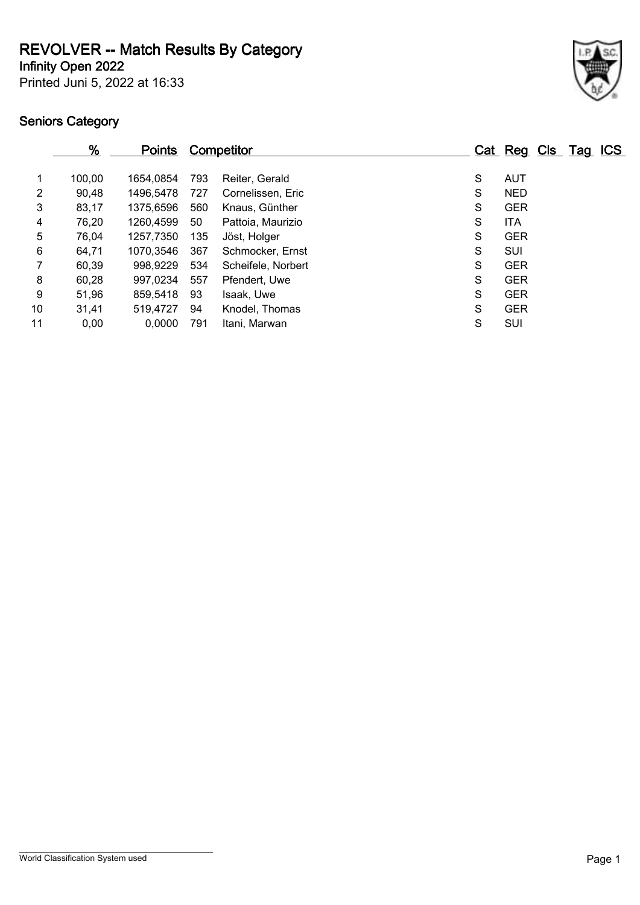# REVOLVER -- Match Results By Category

**Infinity Open 2022**

Printed Juni 5, 2022 at 16:33

## Seniors Category

| | % | Points | Competitor | | Cat | Reg | Cls | Tag | ICS |
|---|---|---|---|---|---|---|---|---|---|
| 1 | 100,00 | 1654,0854 | 793 | Reiter, Gerald | S | AUT | | | |
| 2 | 90,48 | 1496,5478 | 727 | Cornelissen, Eric | S | NED | | | |
| 3 | 83,17 | 1375,6596 | 560 | Knaus, Günther | S | GER | | | |
| 4 | 76,20 | 1260,4599 | 50 | Pattoia, Maurizio | S | ITA | | | |
| 5 | 76,04 | 1257,7350 | 135 | Jöst, Holger | S | GER | | | |
| 6 | 64,71 | 1070,3546 | 367 | Schmocker, Ernst | S | SUI | | | |
| 7 | 60,39 | 998,9229 | 534 | Scheifele, Norbert | S | GER | | | |
| 8 | 60,28 | 997,0234 | 557 | Pfendert, Uwe | S | GER | | | |
| 9 | 51,96 | 859,5418 | 93 | Isaak, Uwe | S | GER | | | |
| 10 | 31,41 | 519,4727 | 94 | Knodel, Thomas | S | GER | | | |
| 11 | 0,00 | 0,0000 | 791 | Itani, Marwan | S | SUI | | | |

World Classification System used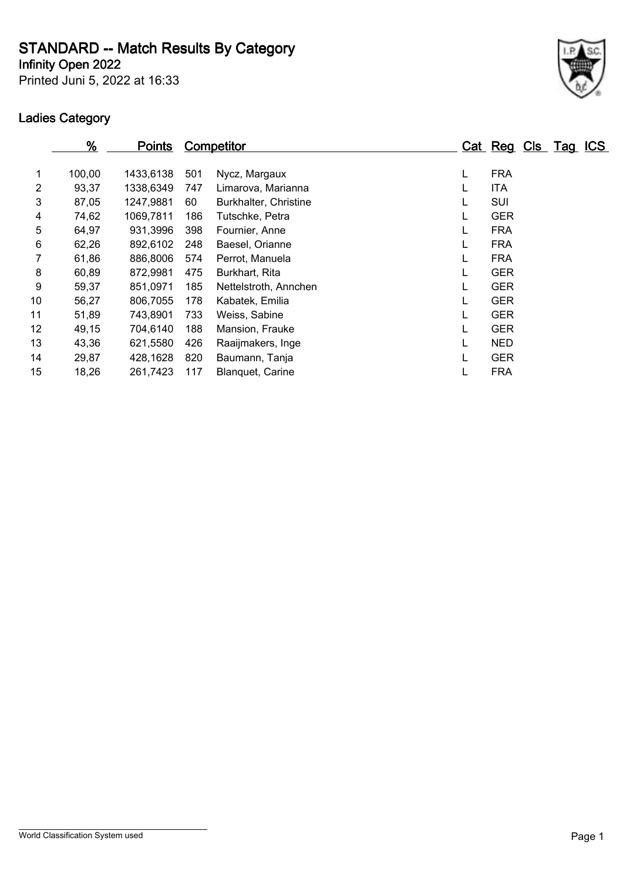# STANDARD -- Match Results By Category

**Infinity Open 2022**

Printed Juni 5, 2022 at 16:33

## Ladies Category

| | % | Points | Competitor | | Cat | Reg | Cls | Tag | ICS |
|---|---|---|---|---|---|---|---|---|---|
| 1 | 100,00 | 1433,6138 | 501 | Nycz, Margaux | L | FRA | | | |
| 2 | 93,37 | 1338,6349 | 747 | Limarova, Marianna | L | ITA | | | |
| 3 | 87,05 | 1247,9881 | 60 | Burkhalter, Christine | L | SUI | | | |
| 4 | 74,62 | 1069,7811 | 186 | Tutschke, Petra | L | GER | | | |
| 5 | 64,97 | 931,3996 | 398 | Fournier, Anne | L | FRA | | | |
| 6 | 62,26 | 892,6102 | 248 | Baesel, Orianne | L | FRA | | | |
| 7 | 61,86 | 886,8006 | 574 | Perrot, Manuela | L | FRA | | | |
| 8 | 60,89 | 872,9981 | 475 | Burkhart, Rita | L | GER | | | |
| 9 | 59,37 | 851,0971 | 185 | Nettelstroth, Annchen | L | GER | | | |
| 10 | 56,27 | 806,7055 | 178 | Kabatek, Emilia | L | GER | | | |
| 11 | 51,89 | 743,8901 | 733 | Weiss, Sabine | L | GER | | | |
| 12 | 49,15 | 704,6140 | 188 | Mansion, Frauke | L | GER | | | |
| 13 | 43,36 | 621,5580 | 426 | Raaijmakers, Inge | L | NED | | | |
| 14 | 29,87 | 428,1628 | 820 | Baumann, Tanja | L | GER | | | |
| 15 | 18,26 | 261,7423 | 117 | Blanquet, Carine | L | FRA | | | |

World Classification System used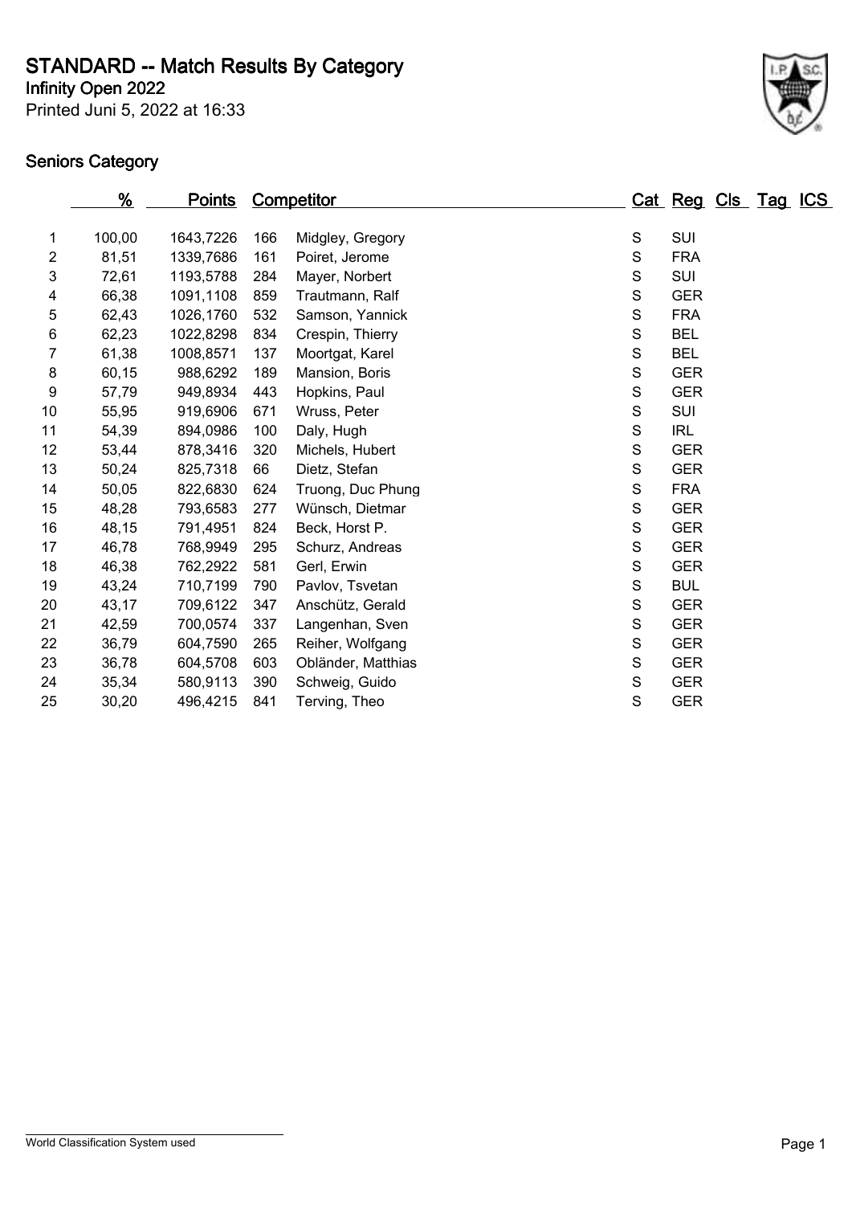# STANDARD -- Match Results By Category

**Infinity Open 2022**

Printed Juni 5, 2022 at 16:33

## Seniors Category

| | % | Points | Competitor | | Cat | Reg | Cls | Tag | ICS |
|---|---|---|---|---|---|---|---|---|---|
| 1 | 100,00 | 1643,7226 | 166 | Midgley, Gregory | S | SUI | | | |
| 2 | 81,51 | 1339,7686 | 161 | Poiret, Jerome | S | FRA | | | |
| 3 | 72,61 | 1193,5788 | 284 | Mayer, Norbert | S | SUI | | | |
| 4 | 66,38 | 1091,1108 | 859 | Trautmann, Ralf | S | GER | | | |
| 5 | 62,43 | 1026,1760 | 532 | Samson, Yannick | S | FRA | | | |
| 6 | 62,23 | 1022,8298 | 834 | Crespin, Thierry | S | BEL | | | |
| 7 | 61,38 | 1008,8571 | 137 | Moortgat, Karel | S | BEL | | | |
| 8 | 60,15 | 988,6292 | 189 | Mansion, Boris | S | GER | | | |
| 9 | 57,79 | 949,8934 | 443 | Hopkins, Paul | S | GER | | | |
| 10 | 55,95 | 919,6906 | 671 | Wruss, Peter | S | SUI | | | |
| 11 | 54,39 | 894,0986 | 100 | Daly, Hugh | S | IRL | | | |
| 12 | 53,44 | 878,3416 | 320 | Michels, Hubert | S | GER | | | |
| 13 | 50,24 | 825,7318 | 66 | Dietz, Stefan | S | GER | | | |
| 14 | 50,05 | 822,6830 | 624 | Truong, Duc Phung | S | FRA | | | |
| 15 | 48,28 | 793,6583 | 277 | Wünsch, Dietmar | S | GER | | | |
| 16 | 48,15 | 791,4951 | 824 | Beck, Horst P. | S | GER | | | |
| 17 | 46,78 | 768,9949 | 295 | Schurz, Andreas | S | GER | | | |
| 18 | 46,38 | 762,2922 | 581 | Gerl, Erwin | S | GER | | | |
| 19 | 43,24 | 710,7199 | 790 | Pavlov, Tsvetan | S | BUL | | | |
| 20 | 43,17 | 709,6122 | 347 | Anschütz, Gerald | S | GER | | | |
| 21 | 42,59 | 700,0574 | 337 | Langenhan, Sven | S | GER | | | |
| 22 | 36,79 | 604,7590 | 265 | Reiher, Wolfgang | S | GER | | | |
| 23 | 36,78 | 604,5708 | 603 | Obländer, Matthias | S | GER | | | |
| 24 | 35,34 | 580,9113 | 390 | Schweig, Guido | S | GER | | | |
| 25 | 30,20 | 496,4215 | 841 | Terving, Theo | S | GER | | | |

World Classification System used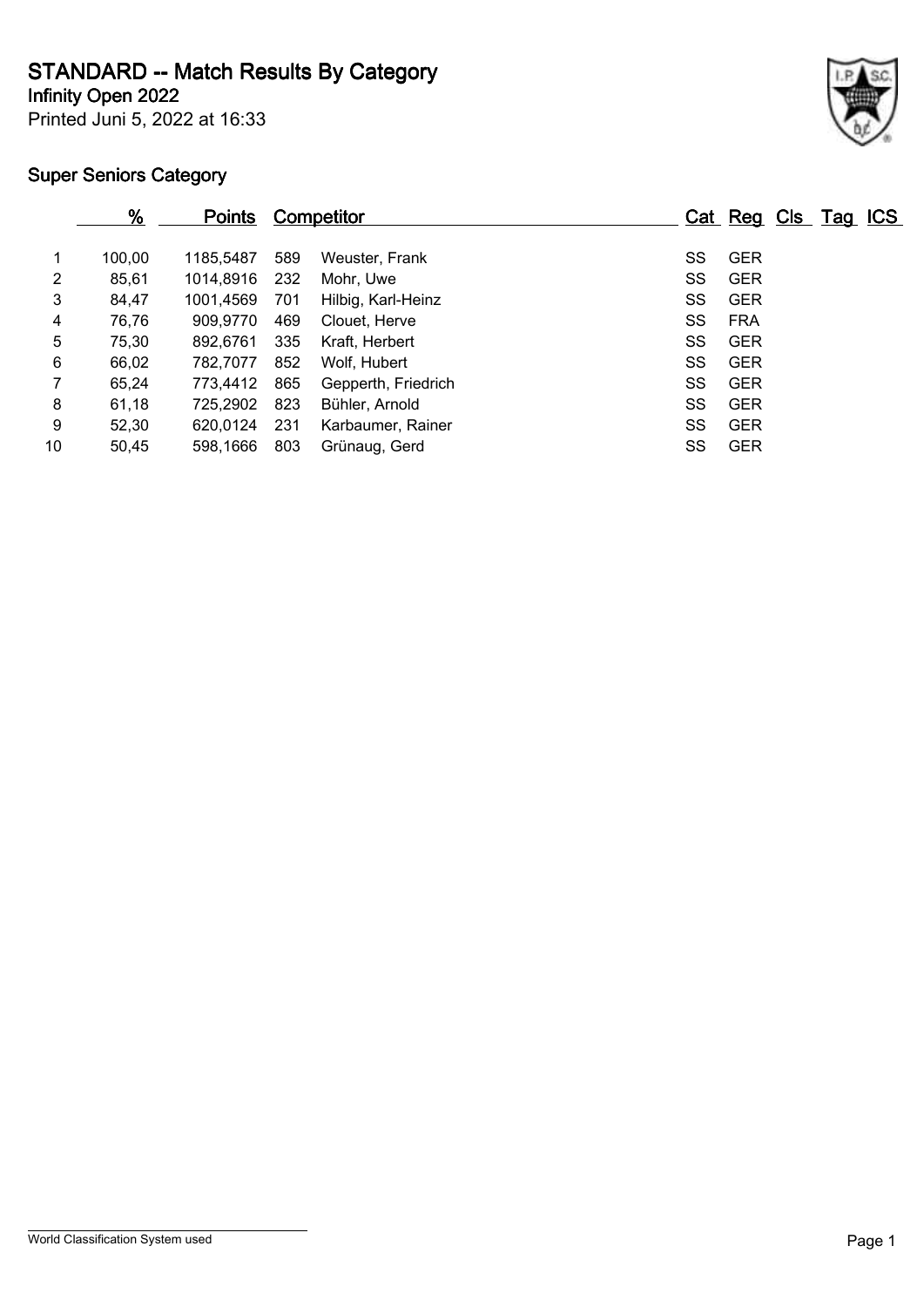# STANDARD -- Match Results By Category

**Infinity Open 2022**

Printed Juni 5, 2022 at 16:33

## Super Seniors Category

| | % | Points | Competitor | | Cat | Reg | Cls | Tag | ICS |
|---|---|---|---|---|---|---|---|---|---|
| 1 | 100,00 | 1185,5487 | 589 | Weuster, Frank | SS | GER | | | |
| 2 | 85,61 | 1014,8916 | 232 | Mohr, Uwe | SS | GER | | | |
| 3 | 84,47 | 1001,4569 | 701 | Hilbig, Karl-Heinz | SS | GER | | | |
| 4 | 76,76 | 909,9770 | 469 | Clouet, Herve | SS | FRA | | | |
| 5 | 75,30 | 892,6761 | 335 | Kraft, Herbert | SS | GER | | | |
| 6 | 66,02 | 782,7077 | 852 | Wolf, Hubert | SS | GER | | | |
| 7 | 65,24 | 773,4412 | 865 | Gepperth, Friedrich | SS | GER | | | |
| 8 | 61,18 | 725,2902 | 823 | Bühler, Arnold | SS | GER | | | |
| 9 | 52,30 | 620,0124 | 231 | Karbaumer, Rainer | SS | GER | | | |
| 10 | 50,45 | 598,1666 | 803 | Grünaug, Gerd | SS | GER | | | |

World Classification System used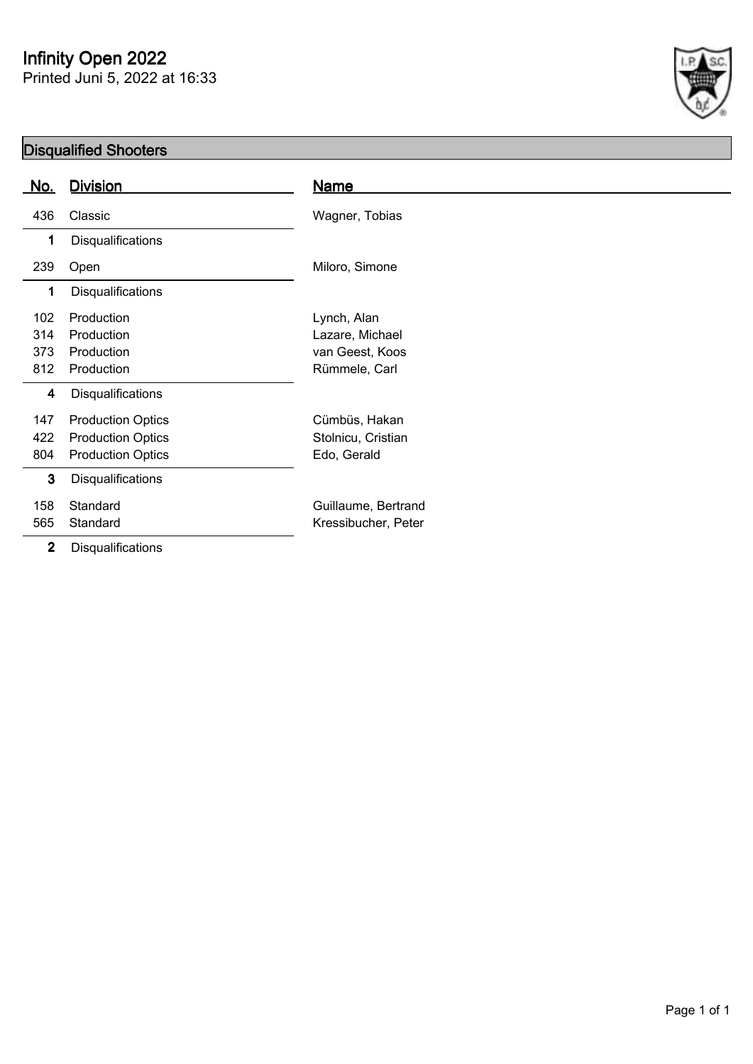# Infinity Open 2022

Printed Juni 5, 2022 at 16:33

## Disqualified Shooters

| No. | Division | Name |
|---|---|---|
| 436 | Classic | Wagner, Tobias |
| **1** | Disqualifications | |
| 239 | Open | Miloro, Simone |
| **1** | Disqualifications | |
| 102 | Production | Lynch, Alan |
| 314 | Production | Lazare, Michael |
| 373 | Production | van Geest, Koos |
| 812 | Production | Rümmele, Carl |
| **4** | Disqualifications | |
| 147 | Production Optics | Cümbüs, Hakan |
| 422 | Production Optics | Stolnicu, Cristian |
| 804 | Production Optics | Edo, Gerald |
| **3** | Disqualifications | |
| 158 | Standard | Guillaume, Bertrand |
| 565 | Standard | Kressibucher, Peter |
| **2** | Disqualifications | |